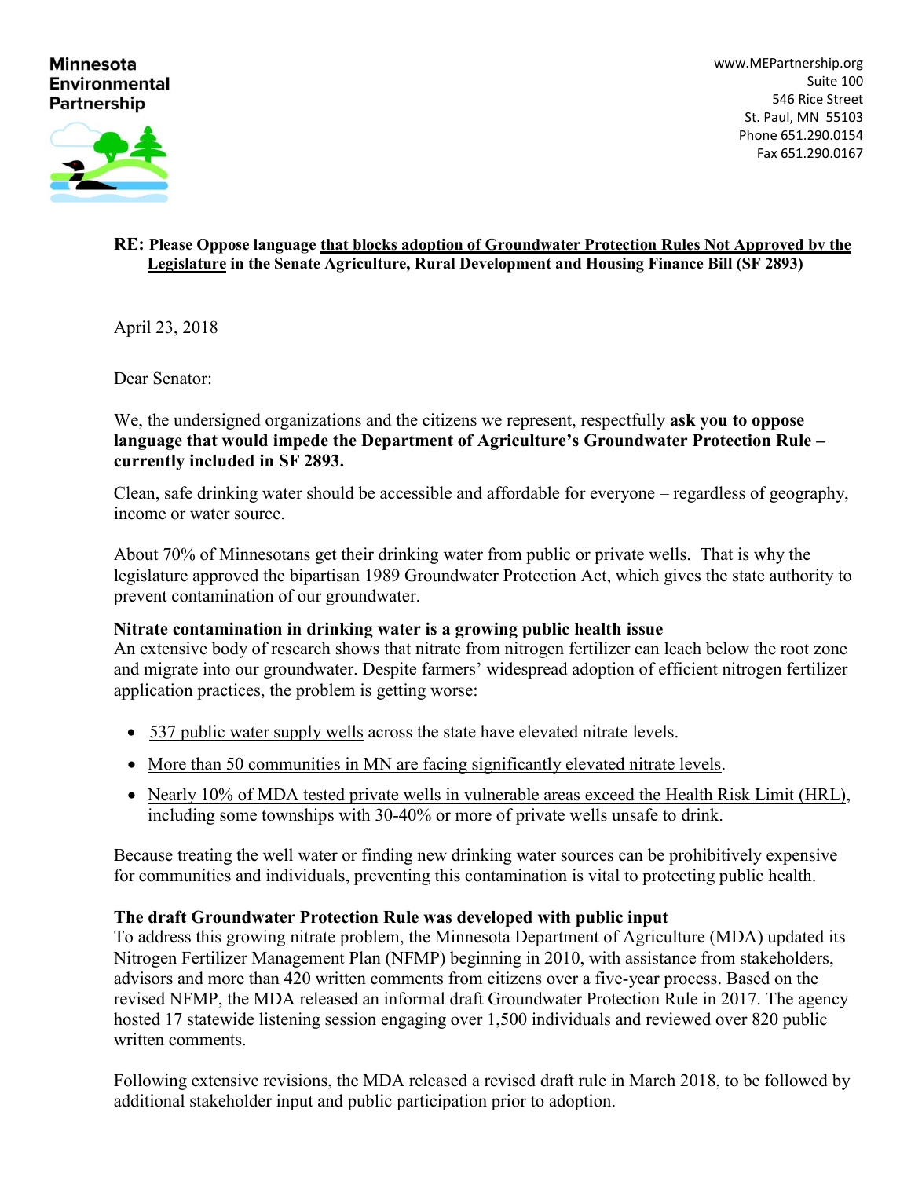**Minnesota Environmental Partnership**

www.MEPartnership.org
Suite 100
546 Rice Street
St. Paul, MN 55103
Phone 651.290.0154
Fax 651.290.0167

**RE: Please Oppose language that blocks adoption of Groundwater Protection Rules Not Approved by the Legislature in the Senate Agriculture, Rural Development and Housing Finance Bill (SF 2893)**

April 23, 2018

Dear Senator:

We, the undersigned organizations and the citizens we represent, respectfully **ask you to oppose language that would impede the Department of Agriculture's Groundwater Protection Rule – currently included in SF 2893.**

Clean, safe drinking water should be accessible and affordable for everyone – regardless of geography, income or water source.

About 70% of Minnesotans get their drinking water from public or private wells. That is why the legislature approved the bipartisan 1989 Groundwater Protection Act, which gives the state authority to prevent contamination of our groundwater.

**Nitrate contamination in drinking water is a growing public health issue**

An extensive body of research shows that nitrate from nitrogen fertilizer can leach below the root zone and migrate into our groundwater. Despite farmers' widespread adoption of efficient nitrogen fertilizer application practices, the problem is getting worse:

- 537 public water supply wells across the state have elevated nitrate levels.
- More than 50 communities in MN are facing significantly elevated nitrate levels.
- Nearly 10% of MDA tested private wells in vulnerable areas exceed the Health Risk Limit (HRL), including some townships with 30-40% or more of private wells unsafe to drink.

Because treating the well water or finding new drinking water sources can be prohibitively expensive for communities and individuals, preventing this contamination is vital to protecting public health.

**The draft Groundwater Protection Rule was developed with public input**

To address this growing nitrate problem, the Minnesota Department of Agriculture (MDA) updated its Nitrogen Fertilizer Management Plan (NFMP) beginning in 2010, with assistance from stakeholders, advisors and more than 420 written comments from citizens over a five-year process. Based on the revised NFMP, the MDA released an informal draft Groundwater Protection Rule in 2017. The agency hosted 17 statewide listening session engaging over 1,500 individuals and reviewed over 820 public written comments.

Following extensive revisions, the MDA released a revised draft rule in March 2018, to be followed by additional stakeholder input and public participation prior to adoption.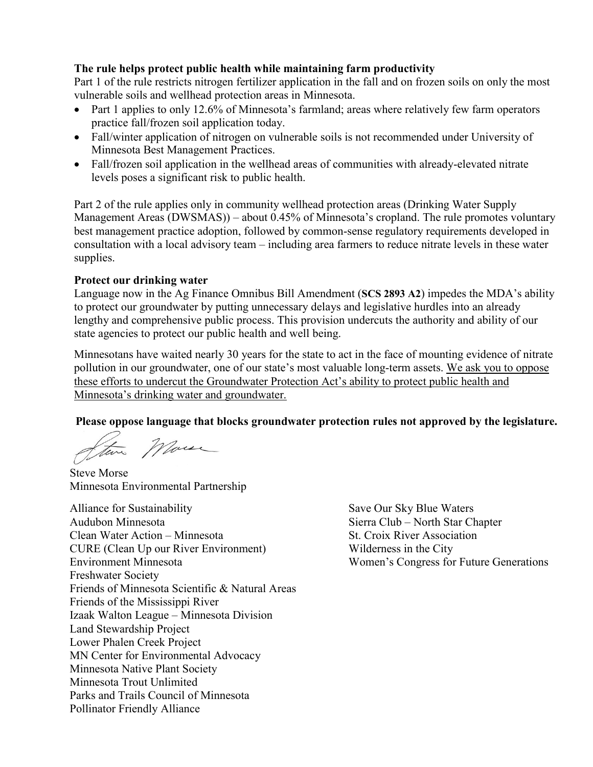**The rule helps protect public health while maintaining farm productivity**

Part 1 of the rule restricts nitrogen fertilizer application in the fall and on frozen soils on only the most vulnerable soils and wellhead protection areas in Minnesota.

- Part 1 applies to only 12.6% of Minnesota's farmland; areas where relatively few farm operators practice fall/frozen soil application today.
- Fall/winter application of nitrogen on vulnerable soils is not recommended under University of Minnesota Best Management Practices.
- Fall/frozen soil application in the wellhead areas of communities with already-elevated nitrate levels poses a significant risk to public health.

Part 2 of the rule applies only in community wellhead protection areas (Drinking Water Supply Management Areas (DWSMAS)) – about 0.45% of Minnesota's cropland. The rule promotes voluntary best management practice adoption, followed by common-sense regulatory requirements developed in consultation with a local advisory team – including area farmers to reduce nitrate levels in these water supplies.

**Protect our drinking water**

Language now in the Ag Finance Omnibus Bill Amendment (**SCS 2893 A2**) impedes the MDA's ability to protect our groundwater by putting unnecessary delays and legislative hurdles into an already lengthy and comprehensive public process. This provision undercuts the authority and ability of our state agencies to protect our public health and well being.

Minnesotans have waited nearly 30 years for the state to act in the face of mounting evidence of nitrate pollution in our groundwater, one of our state's most valuable long-term assets. We ask you to oppose these efforts to undercut the Groundwater Protection Act's ability to protect public health and Minnesota's drinking water and groundwater.

**Please oppose language that blocks groundwater protection rules not approved by the legislature.**

Steve Morse
Minnesota Environmental Partnership

Alliance for Sustainability
Audubon Minnesota
Clean Water Action – Minnesota
CURE (Clean Up our River Environment)
Environment Minnesota
Freshwater Society
Friends of Minnesota Scientific & Natural Areas
Friends of the Mississippi River
Izaak Walton League – Minnesota Division
Land Stewardship Project
Lower Phalen Creek Project
MN Center for Environmental Advocacy
Minnesota Native Plant Society
Minnesota Trout Unlimited
Parks and Trails Council of Minnesota
Pollinator Friendly Alliance
Save Our Sky Blue Waters
Sierra Club – North Star Chapter
St. Croix River Association
Wilderness in the City
Women's Congress for Future Generations